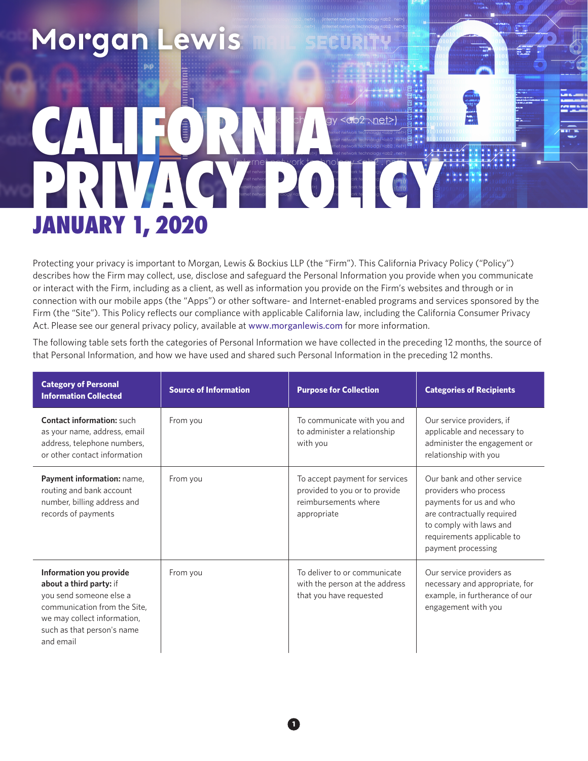Morgan Lewis

# CALIFORNIA PRIVACY POLICY

## JANUARY 1, 2020

Protecting your privacy is important to Morgan, Lewis & Bockius LLP (the "Firm"). This California Privacy Policy ("Policy") describes how the Firm may collect, use, disclose and safeguard the Personal Information you provide when you communicate or interact with the Firm, including as a client, as well as information you provide on the Firm's websites and through or in connection with our mobile apps (the "Apps") or other software- and Internet-enabled programs and services sponsored by the Firm (the "Site"). This Policy reflects our compliance with applicable California law, including the California Consumer Privacy Act. Please see our general privacy policy, available at www.morganlewis.com for more information.

The following table sets forth the categories of Personal Information we have collected in the preceding 12 months, the source of that Personal Information, and how we have used and shared such Personal Information in the preceding 12 months.

| Category of Personal Information Collected | Source of Information | Purpose for Collection | Categories of Recipients |
|---|---|---|---|
| **Contact information:** such as your name, address, email address, telephone numbers, or other contact information | From you | To communicate with you and to administer a relationship with you | Our service providers, if applicable and necessary to administer the engagement or relationship with you |
| **Payment information:** name, routing and bank account number, billing address and records of payments | From you | To accept payment for services provided to you or to provide reimbursements where appropriate | Our bank and other service providers who process payments for us and who are contractually required to comply with laws and requirements applicable to payment processing |
| **Information you provide about a third party:** if you send someone else a communication from the Site, we may collect information, such as that person's name and email | From you | To deliver to or communicate with the person at the address that you have requested | Our service providers as necessary and appropriate, for example, in furtherance of our engagement with you |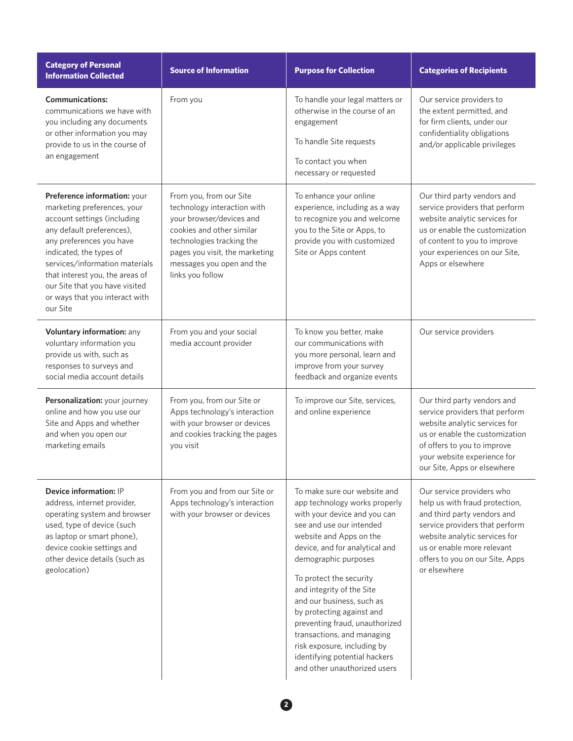| Category of Personal Information Collected | Source of Information | Purpose for Collection | Categories of Recipients |
|---|---|---|---|
| **Communications:** communications we have with you including any documents or other information you may provide to us in the course of an engagement | From you | To handle your legal matters or otherwise in the course of an engagement<br><br>To handle Site requests<br><br>To contact you when necessary or requested | Our service providers to the extent permitted, and for firm clients, under our confidentiality obligations and/or applicable privileges |
| **Preference information:** your marketing preferences, your account settings (including any default preferences), any preferences you have indicated, the types of services/information materials that interest you, the areas of our Site that you have visited or ways that you interact with our Site | From you, from our Site technology interaction with your browser/devices and cookies and other similar technologies tracking the pages you visit, the marketing messages you open and the links you follow | To enhance your online experience, including as a way to recognize you and welcome you to the Site or Apps, to provide you with customized Site or Apps content | Our third party vendors and service providers that perform website analytic services for us or enable the customization of content to you to improve your experiences on our Site, Apps or elsewhere |
| **Voluntary information:** any voluntary information you provide us with, such as responses to surveys and social media account details | From you and your social media account provider | To know you better, make our communications with you more personal, learn and improve from your survey feedback and organize events | Our service providers |
| **Personalization:** your journey online and how you use our Site and Apps and whether and when you open our marketing emails | From you, from our Site or Apps technology's interaction with your browser or devices and cookies tracking the pages you visit | To improve our Site, services, and online experience | Our third party vendors and service providers that perform website analytic services for us or enable the customization of offers to you to improve your website experience for our Site, Apps or elsewhere |
| **Device information:** IP address, internet provider, operating system and browser used, type of device (such as laptop or smart phone), device cookie settings and other device details (such as geolocation) | From you and from our Site or Apps technology's interaction with your browser or devices | To make sure our website and app technology works properly with your device and you can see and use our intended website and Apps on the device, and for analytical and demographic purposes<br><br>To protect the security and integrity of the Site and our business, such as by protecting against and preventing fraud, unauthorized transactions, and managing risk exposure, including by identifying potential hackers and other unauthorized users | Our service providers who help us with fraud protection, and third party vendors and service providers that perform website analytic services for us or enable more relevant offers to you on our Site, Apps or elsewhere |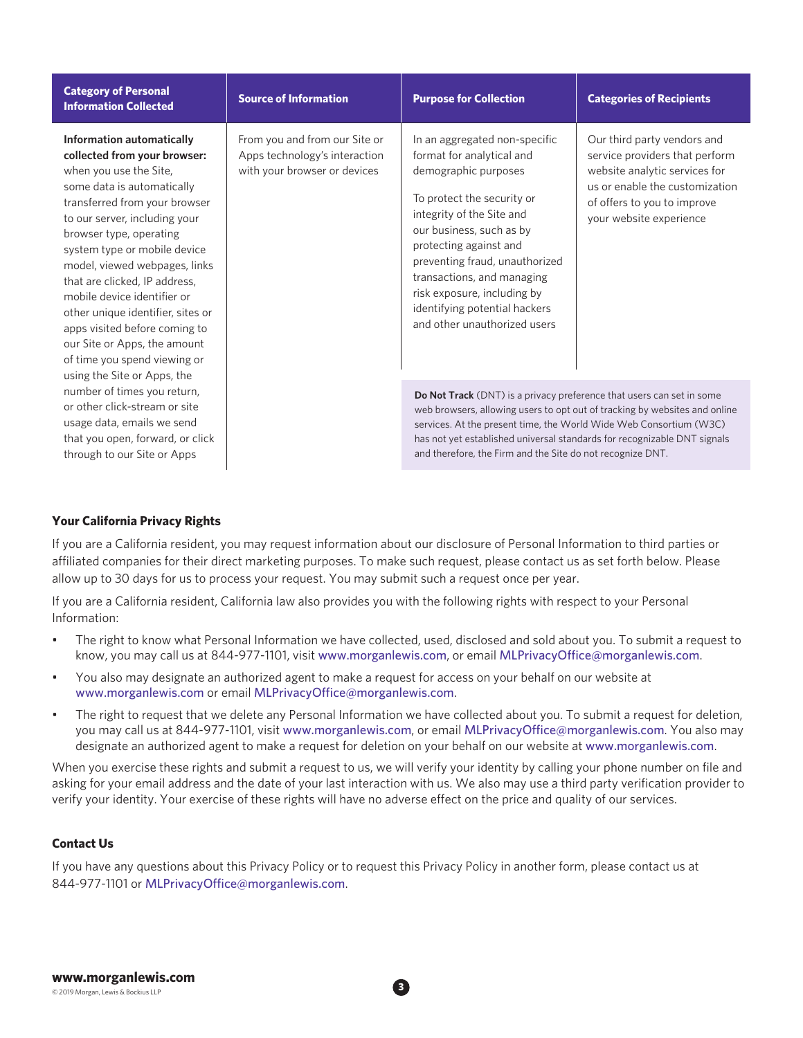| Category of Personal Information Collected | Source of Information | Purpose for Collection | Categories of Recipients |
|---|---|---|---|
| **Information automatically collected from your browser:** when you use the Site, some data is automatically transferred from your browser to our server, including your browser type, operating system type or mobile device model, viewed webpages, links that are clicked, IP address, mobile device identifier or other unique identifier, sites or apps visited before coming to our Site or Apps, the amount of time you spend viewing or using the Site or Apps, the number of times you return, or other click-stream or site usage data, emails we send that you open, forward, or click through to our Site or Apps | From you and from our Site or Apps technology's interaction with your browser or devices | In an aggregated non-specific format for analytical and demographic purposes<br><br>To protect the security or integrity of the Site and our business, such as by protecting against and preventing fraud, unauthorized transactions, and managing risk exposure, including by identifying potential hackers and other unauthorized users | Our third party vendors and service providers that perform website analytic services for us or enable the customization of offers to you to improve your website experience |

**Do Not Track** (DNT) is a privacy preference that users can set in some web browsers, allowing users to opt out of tracking by websites and online services. At the present time, the World Wide Web Consortium (W3C) has not yet established universal standards for recognizable DNT signals and therefore, the Firm and the Site do not recognize DNT.

### Your California Privacy Rights

If you are a California resident, you may request information about our disclosure of Personal Information to third parties or affiliated companies for their direct marketing purposes. To make such request, please contact us as set forth below. Please allow up to 30 days for us to process your request. You may submit such a request once per year.

If you are a California resident, California law also provides you with the following rights with respect to your Personal Information:

- The right to know what Personal Information we have collected, used, disclosed and sold about you. To submit a request to know, you may call us at 844-977-1101, visit www.morganlewis.com, or email MLPrivacyOffice@morganlewis.com.
- You also may designate an authorized agent to make a request for access on your behalf on our website at www.morganlewis.com or email MLPrivacyOffice@morganlewis.com.
- The right to request that we delete any Personal Information we have collected about you. To submit a request for deletion, you may call us at 844-977-1101, visit www.morganlewis.com, or email MLPrivacyOffice@morganlewis.com. You also may designate an authorized agent to make a request for deletion on your behalf on our website at www.morganlewis.com.

When you exercise these rights and submit a request to us, we will verify your identity by calling your phone number on file and asking for your email address and the date of your last interaction with us. We also may use a third party verification provider to verify your identity. Your exercise of these rights will have no adverse effect on the price and quality of our services.

### Contact Us

If you have any questions about this Privacy Policy or to request this Privacy Policy in another form, please contact us at 844-977-1101 or MLPrivacyOffice@morganlewis.com.

**www.morganlewis.com**

© 2019 Morgan, Lewis & Bockius LLP